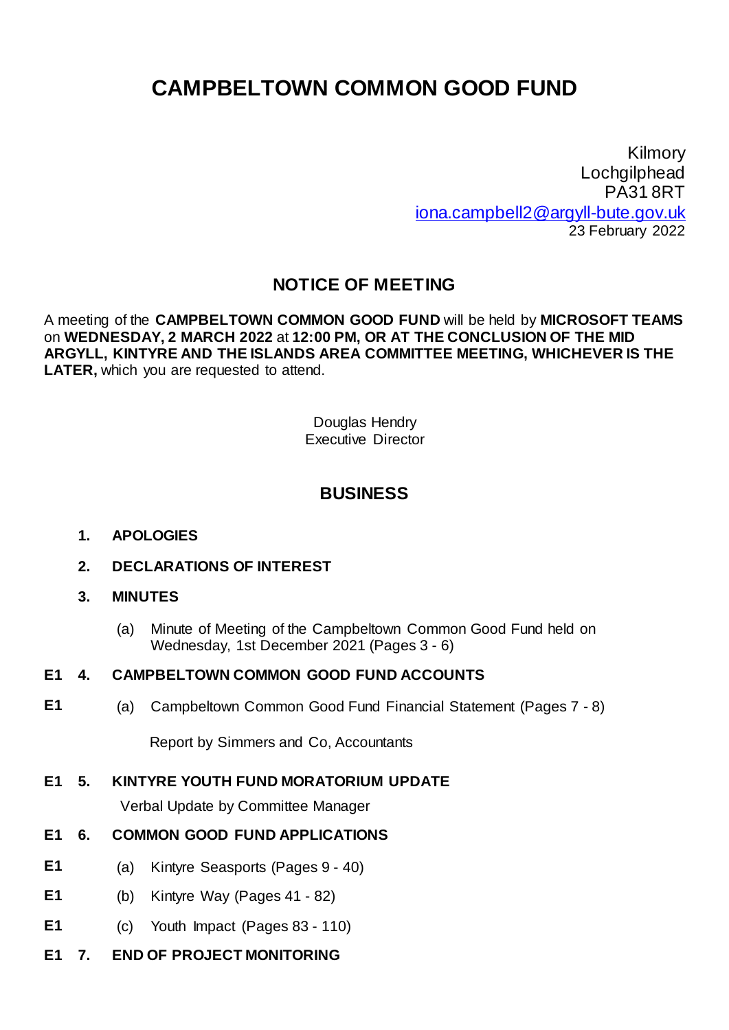# CAMPBELTOWN COMMON GOOD FUND

Kilmory
Lochgilphead
PA31 8RT
iona.campbell2@argyll-bute.gov.uk
23 February 2022

## NOTICE OF MEETING

A meeting of the **CAMPBELTOWN COMMON GOOD FUND** will be held by **MICROSOFT TEAMS** on **WEDNESDAY, 2 MARCH 2022** at **12:00 PM, OR AT THE CONCLUSION OF THE MID ARGYLL, KINTYRE AND THE ISLANDS AREA COMMITTEE MEETING, WHICHEVER IS THE LATER,** which you are requested to attend.

Douglas Hendry
Executive Director

## BUSINESS

1. **APOLOGIES**

2. **DECLARATIONS OF INTEREST**

3. **MINUTES**

   (a) Minute of Meeting of the Campbeltown Common Good Fund held on Wednesday, 1st December 2021 (Pages 3 - 6)

E1 4. **CAMPBELTOWN COMMON GOOD FUND ACCOUNTS**

E1 (a) Campbeltown Common Good Fund Financial Statement (Pages 7 - 8)

Report by Simmers and Co, Accountants

E1 5. **KINTYRE YOUTH FUND MORATORIUM UPDATE**

Verbal Update by Committee Manager

E1 6. **COMMON GOOD FUND APPLICATIONS**

E1 (a) Kintyre Seasports (Pages 9 - 40)

E1 (b) Kintyre Way (Pages 41 - 82)

E1 (c) Youth Impact (Pages 83 - 110)

E1 7. **END OF PROJECT MONITORING**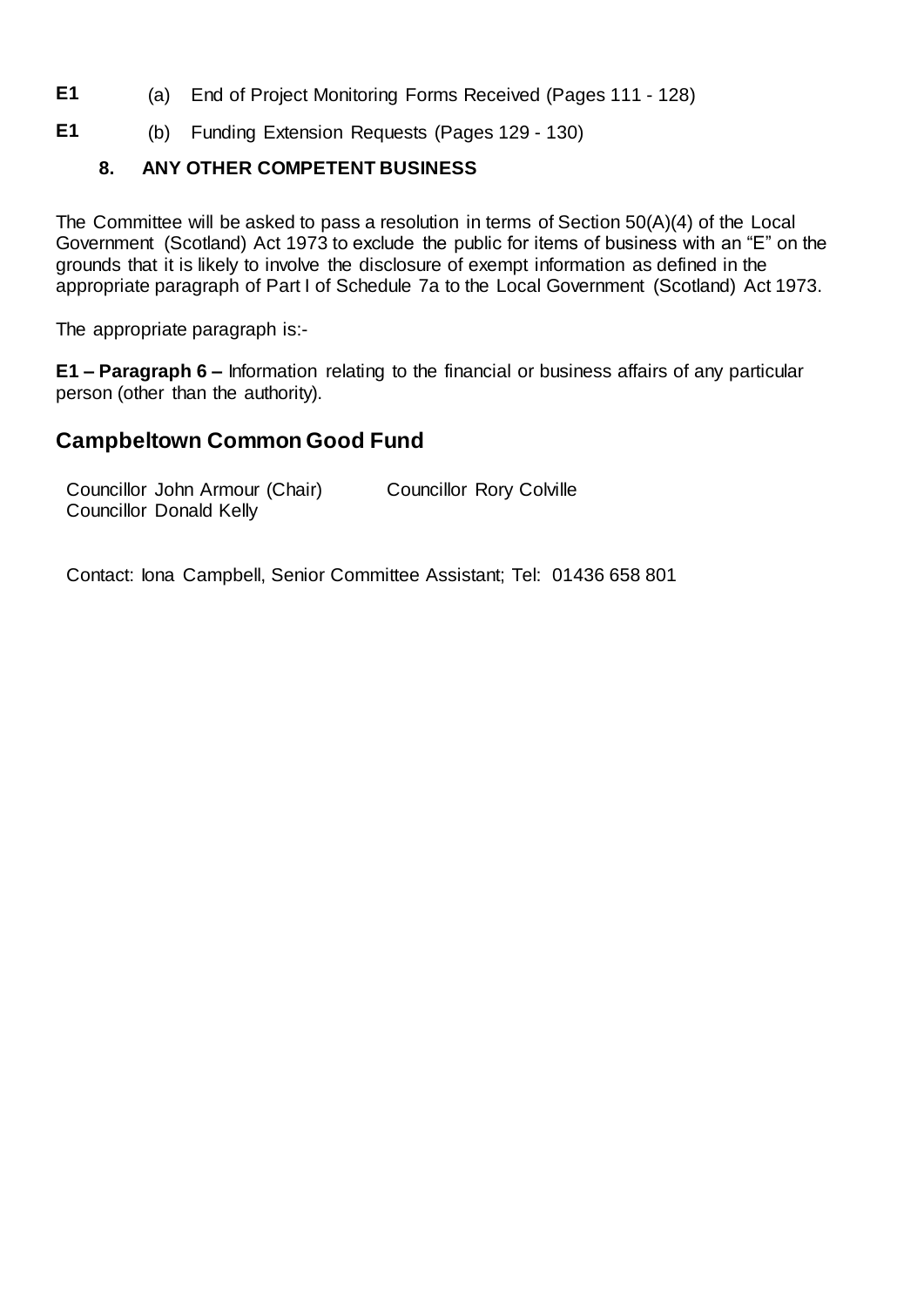**E1** (a) End of Project Monitoring Forms Received (Pages 111 - 128)

**E1** (b) Funding Extension Requests (Pages 129 - 130)

**8. ANY OTHER COMPETENT BUSINESS**

The Committee will be asked to pass a resolution in terms of Section 50(A)(4) of the Local Government (Scotland) Act 1973 to exclude the public for items of business with an "E" on the grounds that it is likely to involve the disclosure of exempt information as defined in the appropriate paragraph of Part I of Schedule 7a to the Local Government (Scotland) Act 1973.

The appropriate paragraph is:-

**E1 – Paragraph 6 –** Information relating to the financial or business affairs of any particular person (other than the authority).

## Campbeltown Common Good Fund

Councillor John Armour (Chair)
Councillor Rory Colville
Councillor Donald Kelly

Contact: Iona Campbell, Senior Committee Assistant; Tel: 01436 658 801